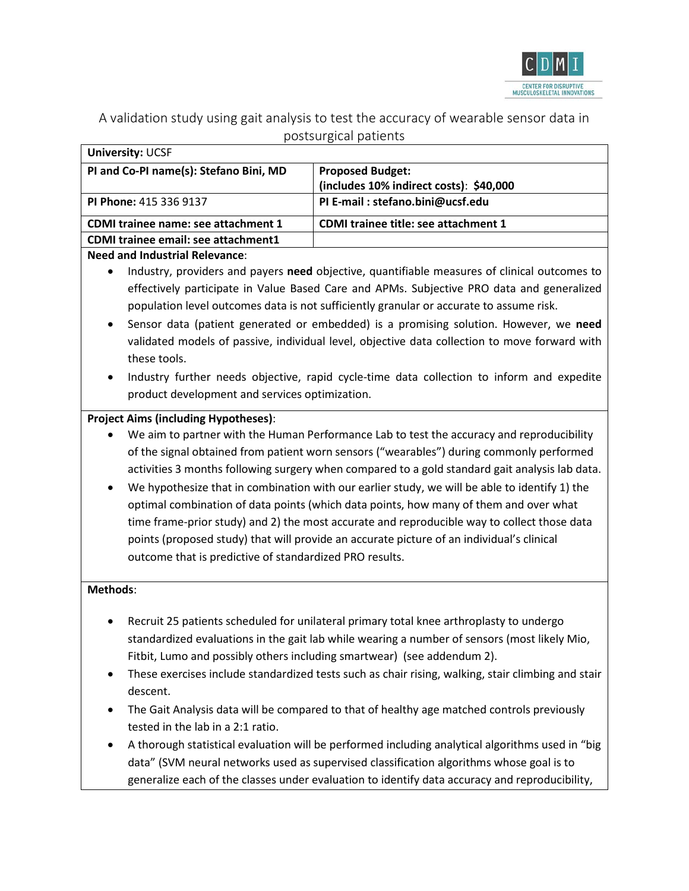A validation study using gait analysis to test the accuracy of wearable sensor data in postsurgical patients

| **University:** UCSF | |
|---|---|
| **PI and Co-PI name(s): Stefano Bini, MD** | **Proposed Budget: (includes 10% indirect costs): $40,000** |
| **PI Phone:** 415 336 9137 | **PI E-mail : stefano.bini@ucsf.edu** |
| **CDMI trainee name: see attachment 1** | **CDMI trainee title: see attachment 1** |
| **CDMI trainee email: see attachment1** | |

**Need and Industrial Relevance**:

- Industry, providers and payers **need** objective, quantifiable measures of clinical outcomes to effectively participate in Value Based Care and APMs. Subjective PRO data and generalized population level outcomes data is not sufficiently granular or accurate to assume risk.
- Sensor data (patient generated or embedded) is a promising solution. However, we **need** validated models of passive, individual level, objective data collection to move forward with these tools.
- Industry further needs objective, rapid cycle-time data collection to inform and expedite product development and services optimization.

**Project Aims (including Hypotheses)**:

- We aim to partner with the Human Performance Lab to test the accuracy and reproducibility of the signal obtained from patient worn sensors ("wearables") during commonly performed activities 3 months following surgery when compared to a gold standard gait analysis lab data.
- We hypothesize that in combination with our earlier study, we will be able to identify 1) the optimal combination of data points (which data points, how many of them and over what time frame-prior study) and 2) the most accurate and reproducible way to collect those data points (proposed study) that will provide an accurate picture of an individual's clinical outcome that is predictive of standardized PRO results.

**Methods**:

- Recruit 25 patients scheduled for unilateral primary total knee arthroplasty to undergo standardized evaluations in the gait lab while wearing a number of sensors (most likely Mio, Fitbit, Lumo and possibly others including smartwear) (see addendum 2).
- These exercises include standardized tests such as chair rising, walking, stair climbing and stair descent.
- The Gait Analysis data will be compared to that of healthy age matched controls previously tested in the lab in a 2:1 ratio.
- A thorough statistical evaluation will be performed including analytical algorithms used in "big data" (SVM neural networks used as supervised classification algorithms whose goal is to generalize each of the classes under evaluation to identify data accuracy and reproducibility,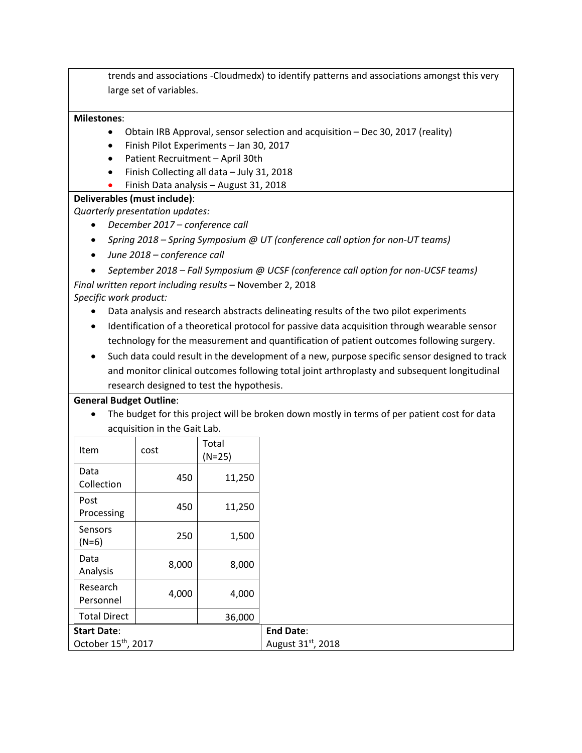trends and associations -Cloudmedx) to identify patterns and associations amongst this very large set of variables.

**Milestones**:

- Obtain IRB Approval, sensor selection and acquisition – Dec 30, 2017 (reality)
- Finish Pilot Experiments – Jan 30, 2017
- Patient Recruitment – April 30th
- Finish Collecting all data – July 31, 2018
- Finish Data analysis – August 31, 2018

**Deliverables (must include)**:

*Quarterly presentation updates:*

- *December 2017 – conference call*
- *Spring 2018 – Spring Symposium @ UT (conference call option for non-UT teams)*
- *June 2018 – conference call*
- *September 2018 – Fall Symposium @ UCSF (conference call option for non-UCSF teams)*

*Final written report including results* – November 2, 2018

*Specific work product:*

- Data analysis and research abstracts delineating results of the two pilot experiments
- Identification of a theoretical protocol for passive data acquisition through wearable sensor technology for the measurement and quantification of patient outcomes following surgery.
- Such data could result in the development of a new, purpose specific sensor designed to track and monitor clinical outcomes following total joint arthroplasty and subsequent longitudinal research designed to test the hypothesis.

**General Budget Outline**:

- The budget for this project will be broken down mostly in terms of per patient cost for data acquisition in the Gait Lab.

| Item | cost | Total (N=25) |
|---|---|---|
| Data Collection | 450 | 11,250 |
| Post Processing | 450 | 11,250 |
| Sensors (N=6) | 250 | 1,500 |
| Data Analysis | 8,000 | 8,000 |
| Research Personnel | 4,000 | 4,000 |
| Total Direct | | 36,000 |

**Start Date**: October 15th, 2017

**End Date**: August 31st, 2018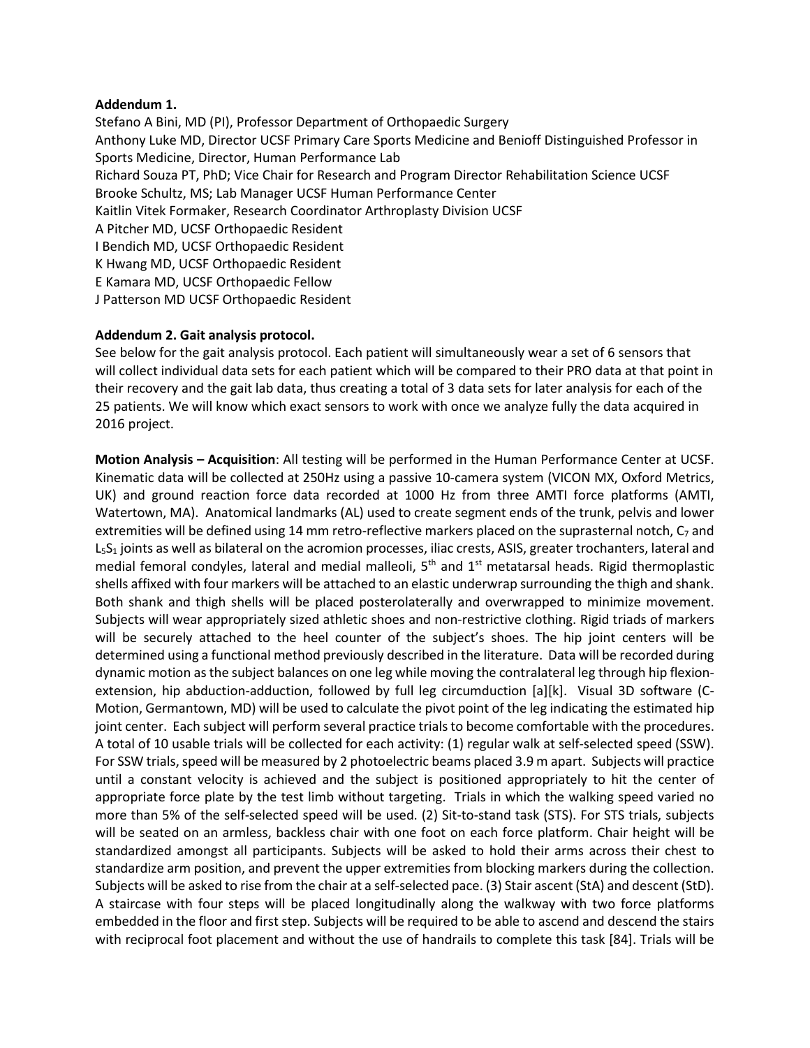**Addendum 1.**

Stefano A Bini, MD (PI), Professor Department of Orthopaedic Surgery
Anthony Luke MD, Director UCSF Primary Care Sports Medicine and Benioff Distinguished Professor in Sports Medicine, Director, Human Performance Lab
Richard Souza PT, PhD; Vice Chair for Research and Program Director Rehabilitation Science UCSF
Brooke Schultz, MS; Lab Manager UCSF Human Performance Center
Kaitlin Vitek Formaker, Research Coordinator Arthroplasty Division UCSF
A Pitcher MD, UCSF Orthopaedic Resident
I Bendich MD, UCSF Orthopaedic Resident
K Hwang MD, UCSF Orthopaedic Resident
E Kamara MD, UCSF Orthopaedic Fellow
J Patterson MD UCSF Orthopaedic Resident

**Addendum 2. Gait analysis protocol.**

See below for the gait analysis protocol. Each patient will simultaneously wear a set of 6 sensors that will collect individual data sets for each patient which will be compared to their PRO data at that point in their recovery and the gait lab data, thus creating a total of 3 data sets for later analysis for each of the 25 patients. We will know which exact sensors to work with once we analyze fully the data acquired in 2016 project.

**Motion Analysis – Acquisition**: All testing will be performed in the Human Performance Center at UCSF. Kinematic data will be collected at 250Hz using a passive 10-camera system (VICON MX, Oxford Metrics, UK) and ground reaction force data recorded at 1000 Hz from three AMTI force platforms (AMTI, Watertown, MA). Anatomical landmarks (AL) used to create segment ends of the trunk, pelvis and lower extremities will be defined using 14 mm retro-reflective markers placed on the suprasternal notch, $C_7$ and $L_5S_1$ joints as well as bilateral on the acromion processes, iliac crests, ASIS, greater trochanters, lateral and medial femoral condyles, lateral and medial malleoli, 5th and 1st metatarsal heads. Rigid thermoplastic shells affixed with four markers will be attached to an elastic underwrap surrounding the thigh and shank. Both shank and thigh shells will be placed posterolaterally and overwrapped to minimize movement. Subjects will wear appropriately sized athletic shoes and non-restrictive clothing. Rigid triads of markers will be securely attached to the heel counter of the subject's shoes. The hip joint centers will be determined using a functional method previously described in the literature. Data will be recorded during dynamic motion as the subject balances on one leg while moving the contralateral leg through hip flexion-extension, hip abduction-adduction, followed by full leg circumduction [a][k]. Visual 3D software (C-Motion, Germantown, MD) will be used to calculate the pivot point of the leg indicating the estimated hip joint center. Each subject will perform several practice trials to become comfortable with the procedures. A total of 10 usable trials will be collected for each activity: (1) regular walk at self-selected speed (SSW). For SSW trials, speed will be measured by 2 photoelectric beams placed 3.9 m apart. Subjects will practice until a constant velocity is achieved and the subject is positioned appropriately to hit the center of appropriate force plate by the test limb without targeting. Trials in which the walking speed varied no more than 5% of the self-selected speed will be used. (2) Sit-to-stand task (STS). For STS trials, subjects will be seated on an armless, backless chair with one foot on each force platform. Chair height will be standardized amongst all participants. Subjects will be asked to hold their arms across their chest to standardize arm position, and prevent the upper extremities from blocking markers during the collection. Subjects will be asked to rise from the chair at a self-selected pace. (3) Stair ascent (StA) and descent (StD). A staircase with four steps will be placed longitudinally along the walkway with two force platforms embedded in the floor and first step. Subjects will be required to be able to ascend and descend the stairs with reciprocal foot placement and without the use of handrails to complete this task [84]. Trials will be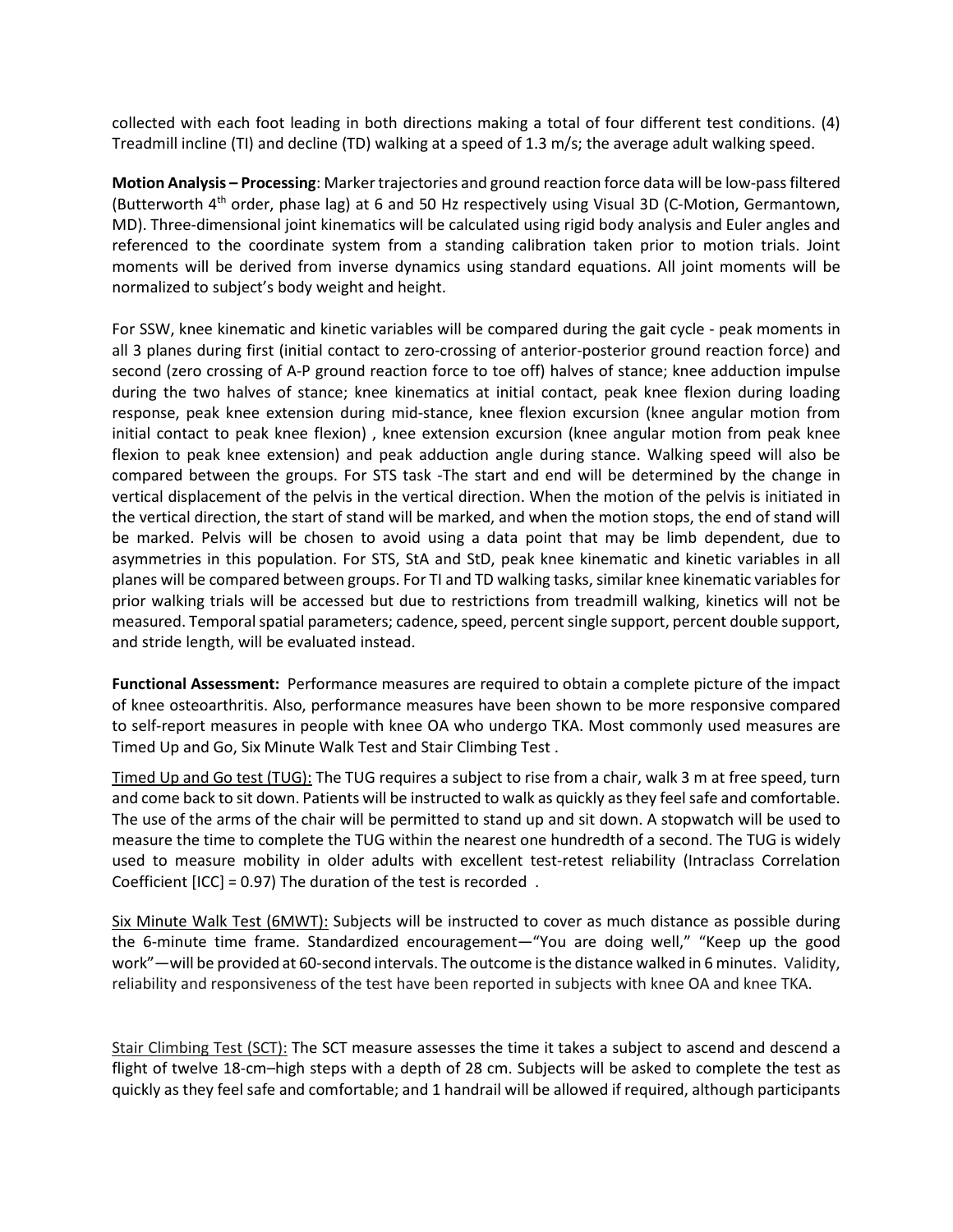collected with each foot leading in both directions making a total of four different test conditions. (4) Treadmill incline (TI) and decline (TD) walking at a speed of 1.3 m/s; the average adult walking speed.

**Motion Analysis – Processing**: Marker trajectories and ground reaction force data will be low-pass filtered (Butterworth 4th order, phase lag) at 6 and 50 Hz respectively using Visual 3D (C-Motion, Germantown, MD). Three-dimensional joint kinematics will be calculated using rigid body analysis and Euler angles and referenced to the coordinate system from a standing calibration taken prior to motion trials. Joint moments will be derived from inverse dynamics using standard equations. All joint moments will be normalized to subject's body weight and height.

For SSW, knee kinematic and kinetic variables will be compared during the gait cycle - peak moments in all 3 planes during first (initial contact to zero-crossing of anterior-posterior ground reaction force) and second (zero crossing of A-P ground reaction force to toe off) halves of stance; knee adduction impulse during the two halves of stance; knee kinematics at initial contact, peak knee flexion during loading response, peak knee extension during mid-stance, knee flexion excursion (knee angular motion from initial contact to peak knee flexion) , knee extension excursion (knee angular motion from peak knee flexion to peak knee extension) and peak adduction angle during stance. Walking speed will also be compared between the groups. For STS task -The start and end will be determined by the change in vertical displacement of the pelvis in the vertical direction. When the motion of the pelvis is initiated in the vertical direction, the start of stand will be marked, and when the motion stops, the end of stand will be marked. Pelvis will be chosen to avoid using a data point that may be limb dependent, due to asymmetries in this population. For STS, StA and StD, peak knee kinematic and kinetic variables in all planes will be compared between groups. For TI and TD walking tasks, similar knee kinematic variables for prior walking trials will be accessed but due to restrictions from treadmill walking, kinetics will not be measured. Temporal spatial parameters; cadence, speed, percent single support, percent double support, and stride length, will be evaluated instead.

**Functional Assessment:** Performance measures are required to obtain a complete picture of the impact of knee osteoarthritis. Also, performance measures have been shown to be more responsive compared to self-report measures in people with knee OA who undergo TKA. Most commonly used measures are Timed Up and Go, Six Minute Walk Test and Stair Climbing Test .

<u>Timed Up and Go test (TUG):</u> The TUG requires a subject to rise from a chair, walk 3 m at free speed, turn and come back to sit down. Patients will be instructed to walk as quickly as they feel safe and comfortable. The use of the arms of the chair will be permitted to stand up and sit down. A stopwatch will be used to measure the time to complete the TUG within the nearest one hundredth of a second. The TUG is widely used to measure mobility in older adults with excellent test-retest reliability (Intraclass Correlation Coefficient [ICC] = 0.97) The duration of the test is recorded .

<u>Six Minute Walk Test (6MWT):</u> Subjects will be instructed to cover as much distance as possible during the 6-minute time frame. Standardized encouragement—"You are doing well," "Keep up the good work"—will be provided at 60-second intervals. The outcome is the distance walked in 6 minutes. Validity, reliability and responsiveness of the test have been reported in subjects with knee OA and knee TKA.

<u>Stair Climbing Test (SCT):</u> The SCT measure assesses the time it takes a subject to ascend and descend a flight of twelve 18-cm–high steps with a depth of 28 cm. Subjects will be asked to complete the test as quickly as they feel safe and comfortable; and 1 handrail will be allowed if required, although participants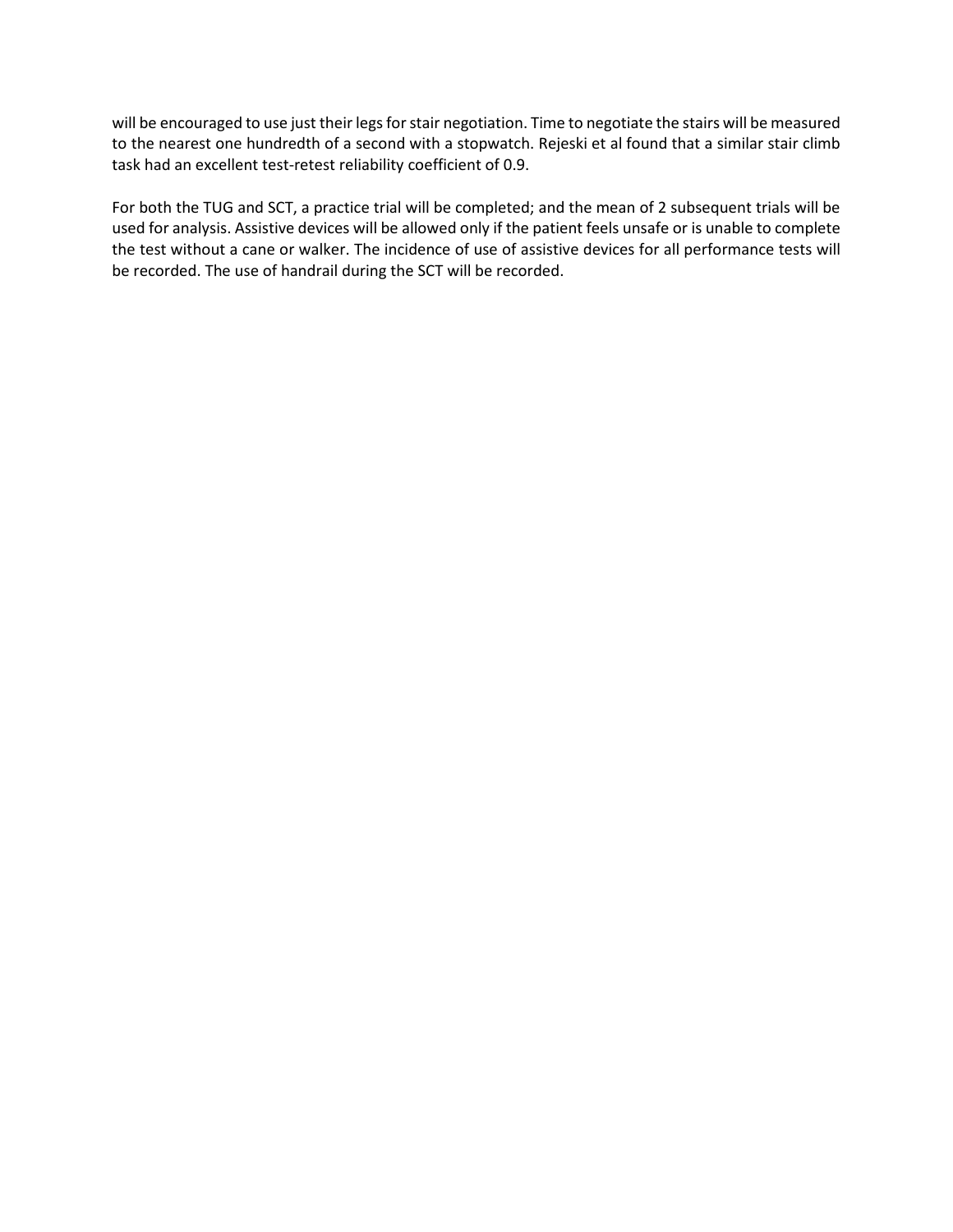will be encouraged to use just their legs for stair negotiation. Time to negotiate the stairs will be measured to the nearest one hundredth of a second with a stopwatch. Rejeski et al found that a similar stair climb task had an excellent test-retest reliability coefficient of 0.9.

For both the TUG and SCT, a practice trial will be completed; and the mean of 2 subsequent trials will be used for analysis. Assistive devices will be allowed only if the patient feels unsafe or is unable to complete the test without a cane or walker. The incidence of use of assistive devices for all performance tests will be recorded. The use of handrail during the SCT will be recorded.